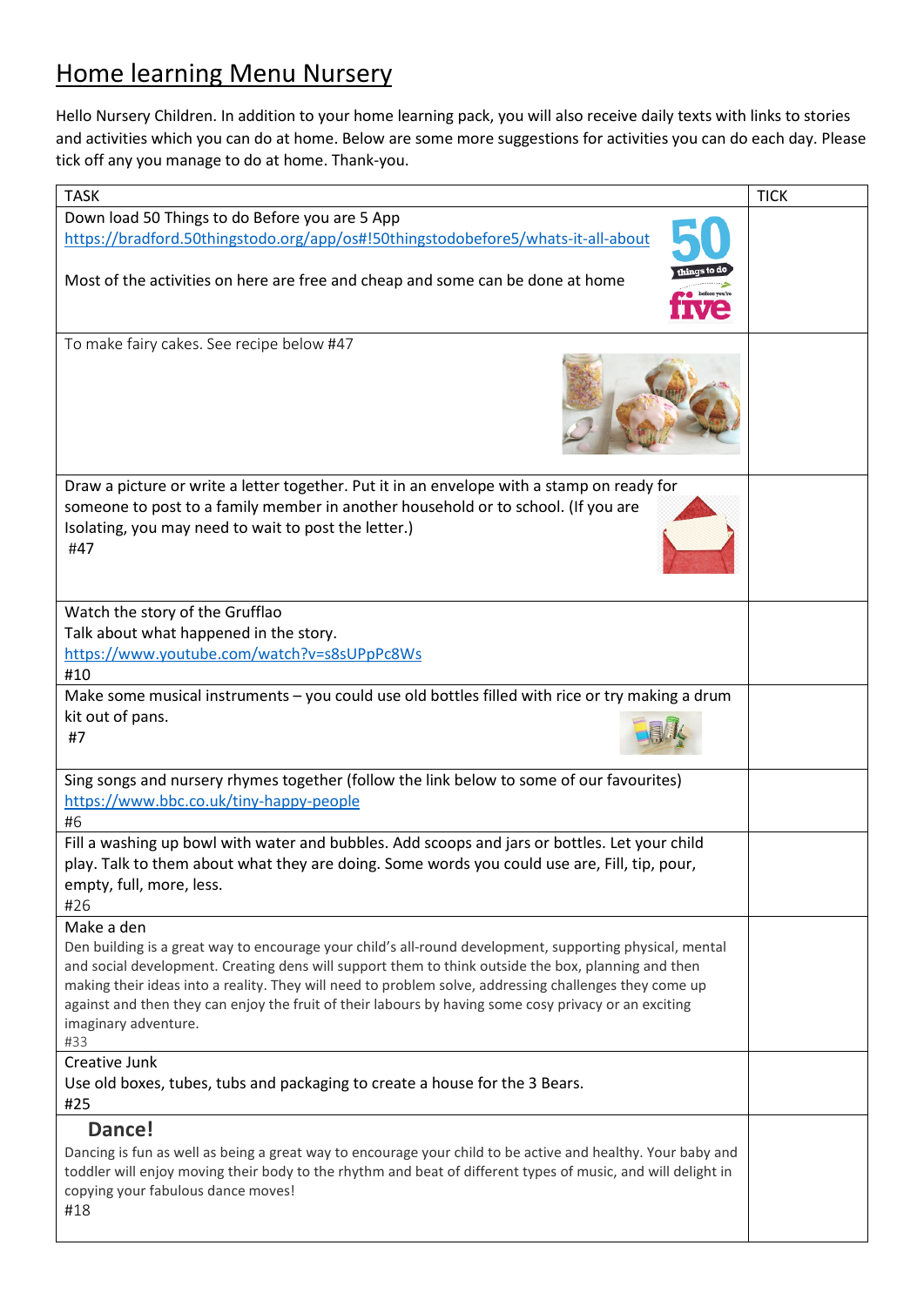# Home learning Menu Nursery

Hello Nursery Children. In addition to your home learning pack, you will also receive daily texts with links to stories and activities which you can do at home. Below are some more suggestions for activities you can do each day. Please tick off any you manage to do at home. Thank-you.

| TASK | TICK |
|---|---|
| Down load 50 Things to do Before you are 5 App<br>https://bradford.50thingstodo.org/app/os#!50thingstodobefore5/whats-it-all-about<br><br>Most of the activities on here are free and cheap and some can be done at home | |
| To make fairy cakes. See recipe below #47 | |
| Draw a picture or write a letter together. Put it in an envelope with a stamp on ready for someone to post to a family member in another household or to school. (If you are Isolating, you may need to wait to post the letter.)<br>#47 | |
| Watch the story of the Grufflao<br>Talk about what happened in the story.<br>https://www.youtube.com/watch?v=s8sUPpPc8Ws<br>#10 | |
| Make some musical instruments – you could use old bottles filled with rice or try making a drum kit out of pans.<br>#7 | |
| Sing songs and nursery rhymes together (follow the link below to some of our favourites)<br>https://www.bbc.co.uk/tiny-happy-people<br>#6 | |
| Fill a washing up bowl with water and bubbles. Add scoops and jars or bottles. Let your child play. Talk to them about what they are doing. Some words you could use are, Fill, tip, pour, empty, full, more, less.<br>#26 | |
| Make a den<br>Den building is a great way to encourage your child's all-round development, supporting physical, mental and social development. Creating dens will support them to think outside the box, planning and then making their ideas into a reality. They will need to problem solve, addressing challenges they come up against and then they can enjoy the fruit of their labours by having some cosy privacy or an exciting imaginary adventure.<br>#33 | |
| Creative Junk<br>Use old boxes, tubes, tubs and packaging to create a house for the 3 Bears.<br>#25 | |
| **Dance!**<br>Dancing is fun as well as being a great way to encourage your child to be active and healthy. Your baby and toddler will enjoy moving their body to the rhythm and beat of different types of music, and will delight in copying your fabulous dance moves!<br>#18 | |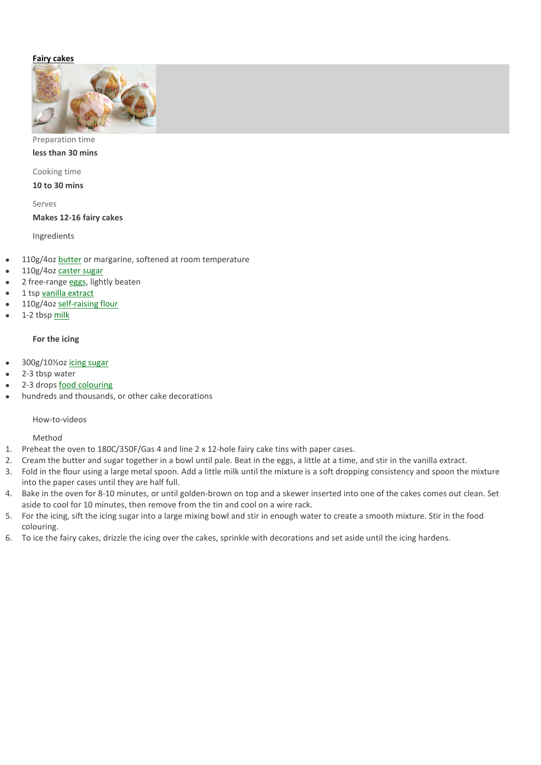**Fairy cakes**

Preparation time

**less than 30 mins**

Cooking time

**10 to 30 mins**

Serves

**Makes 12-16 fairy cakes**

Ingredients

- 110g/4oz butter or margarine, softened at room temperature
- 110g/4oz caster sugar
- 2 free-range eggs, lightly beaten
- 1 tsp vanilla extract
- 110g/4oz self-raising flour
- 1-2 tbsp milk

**For the icing**

- 300g/10½oz icing sugar
- 2-3 tbsp water
- 2-3 drops food colouring
- hundreds and thousands, or other cake decorations

How-to-videos

Method

1. Preheat the oven to 180C/350F/Gas 4 and line 2 x 12-hole fairy cake tins with paper cases.
2. Cream the butter and sugar together in a bowl until pale. Beat in the eggs, a little at a time, and stir in the vanilla extract.
3. Fold in the flour using a large metal spoon. Add a little milk until the mixture is a soft dropping consistency and spoon the mixture into the paper cases until they are half full.
4. Bake in the oven for 8-10 minutes, or until golden-brown on top and a skewer inserted into one of the cakes comes out clean. Set aside to cool for 10 minutes, then remove from the tin and cool on a wire rack.
5. For the icing, sift the icing sugar into a large mixing bowl and stir in enough water to create a smooth mixture. Stir in the food colouring.
6. To ice the fairy cakes, drizzle the icing over the cakes, sprinkle with decorations and set aside until the icing hardens.